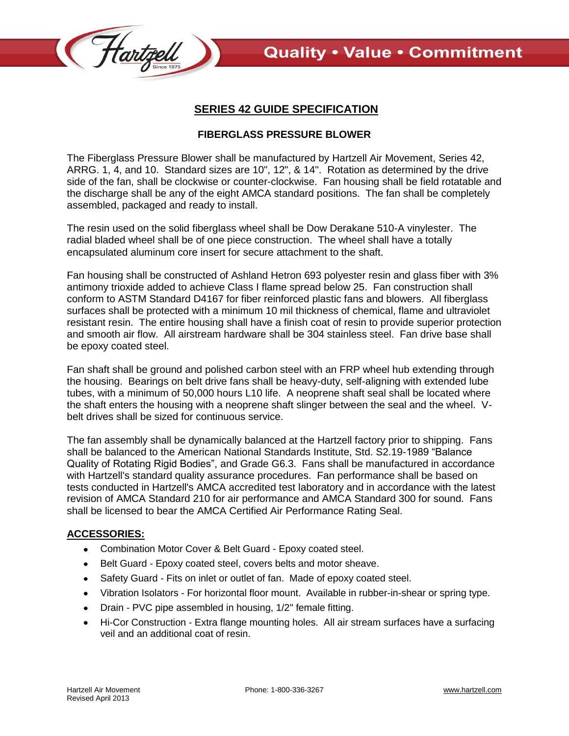# SERIES 42 GUIDE SPECIFICATION

## FIBERGLASS PRESSURE BLOWER

The Fiberglass Pressure Blower shall be manufactured by Hartzell Air Movement, Series 42, ARRG. 1, 4, and 10. Standard sizes are 10", 12", & 14". Rotation as determined by the drive side of the fan, shall be clockwise or counter-clockwise. Fan housing shall be field rotatable and the discharge shall be any of the eight AMCA standard positions. The fan shall be completely assembled, packaged and ready to install.

The resin used on the solid fiberglass wheel shall be Dow Derakane 510-A vinylester. The radial bladed wheel shall be of one piece construction. The wheel shall have a totally encapsulated aluminum core insert for secure attachment to the shaft.

Fan housing shall be constructed of Ashland Hetron 693 polyester resin and glass fiber with 3% antimony trioxide added to achieve Class I flame spread below 25. Fan construction shall conform to ASTM Standard D4167 for fiber reinforced plastic fans and blowers. All fiberglass surfaces shall be protected with a minimum 10 mil thickness of chemical, flame and ultraviolet resistant resin. The entire housing shall have a finish coat of resin to provide superior protection and smooth air flow. All airstream hardware shall be 304 stainless steel. Fan drive base shall be epoxy coated steel.

Fan shaft shall be ground and polished carbon steel with an FRP wheel hub extending through the housing. Bearings on belt drive fans shall be heavy-duty, self-aligning with extended lube tubes, with a minimum of 50,000 hours L10 life. A neoprene shaft seal shall be located where the shaft enters the housing with a neoprene shaft slinger between the seal and the wheel. V-belt drives shall be sized for continuous service.

The fan assembly shall be dynamically balanced at the Hartzell factory prior to shipping. Fans shall be balanced to the American National Standards Institute, Std. S2.19-1989 "Balance Quality of Rotating Rigid Bodies", and Grade G6.3. Fans shall be manufactured in accordance with Hartzell's standard quality assurance procedures. Fan performance shall be based on tests conducted in Hartzell's AMCA accredited test laboratory and in accordance with the latest revision of AMCA Standard 210 for air performance and AMCA Standard 300 for sound. Fans shall be licensed to bear the AMCA Certified Air Performance Rating Seal.

### ACCESSORIES:

- Combination Motor Cover & Belt Guard - Epoxy coated steel.
- Belt Guard - Epoxy coated steel, covers belts and motor sheave.
- Safety Guard - Fits on inlet or outlet of fan. Made of epoxy coated steel.
- Vibration Isolators - For horizontal floor mount. Available in rubber-in-shear or spring type.
- Drain - PVC pipe assembled in housing, 1/2" female fitting.
- Hi-Cor Construction - Extra flange mounting holes. All air stream surfaces have a surfacing veil and an additional coat of resin.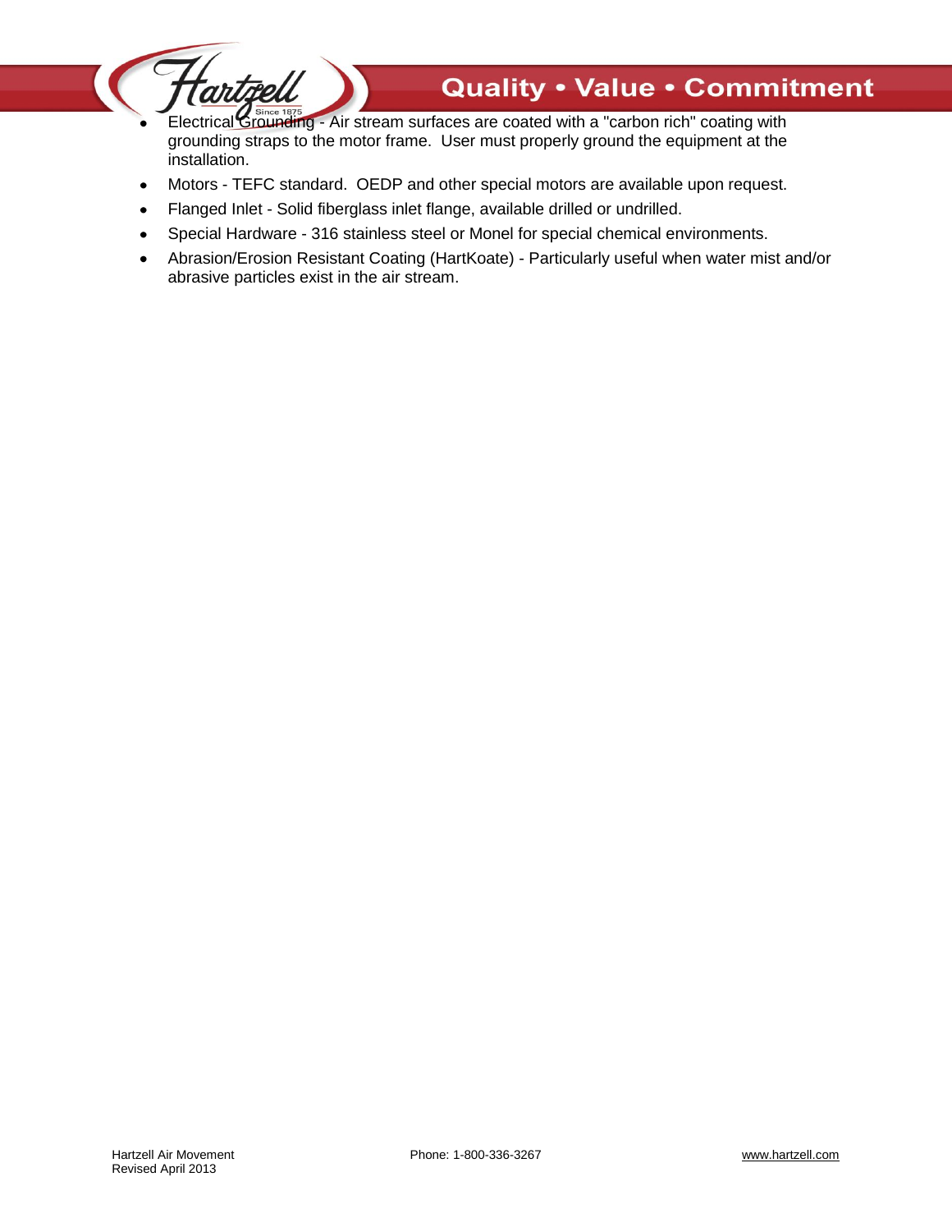- Electrical Grounding - Air stream surfaces are coated with a "carbon rich" coating with grounding straps to the motor frame. User must properly ground the equipment at the installation.
- Motors - TEFC standard. OEDP and other special motors are available upon request.
- Flanged Inlet - Solid fiberglass inlet flange, available drilled or undrilled.
- Special Hardware - 316 stainless steel or Monel for special chemical environments.
- Abrasion/Erosion Resistant Coating (HartKoate) - Particularly useful when water mist and/or abrasive particles exist in the air stream.